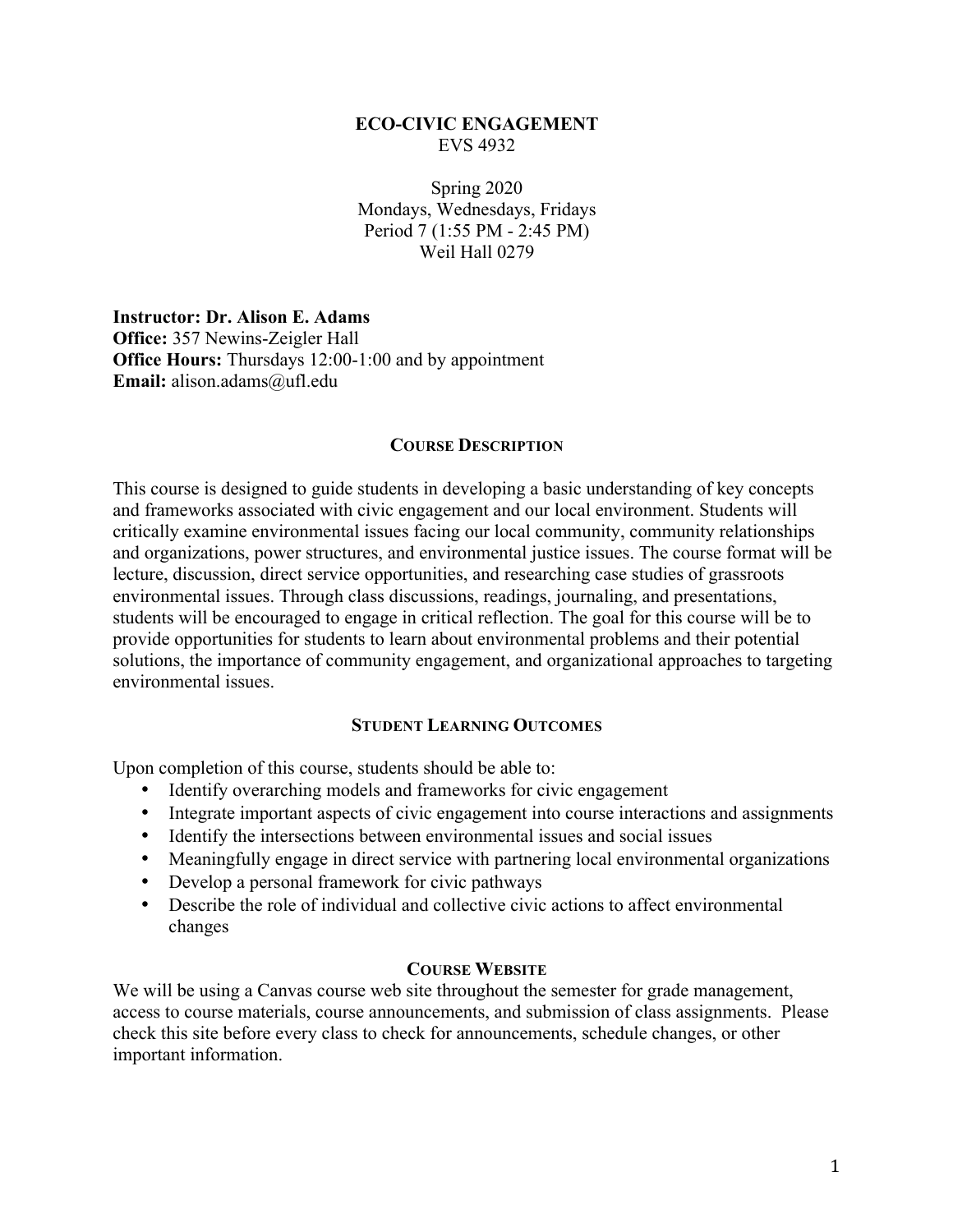# ECO-CIVIC ENGAGEMENT

EVS 4932

Spring 2020
Mondays, Wednesdays, Fridays
Period 7 (1:55 PM - 2:45 PM)
Weil Hall 0279

**Instructor: Dr. Alison E. Adams**
**Office:** 357 Newins-Zeigler Hall
**Office Hours:** Thursdays 12:00-1:00 and by appointment
**Email:** alison.adams@ufl.edu

## COURSE DESCRIPTION

This course is designed to guide students in developing a basic understanding of key concepts and frameworks associated with civic engagement and our local environment. Students will critically examine environmental issues facing our local community, community relationships and organizations, power structures, and environmental justice issues. The course format will be lecture, discussion, direct service opportunities, and researching case studies of grassroots environmental issues. Through class discussions, readings, journaling, and presentations, students will be encouraged to engage in critical reflection. The goal for this course will be to provide opportunities for students to learn about environmental problems and their potential solutions, the importance of community engagement, and organizational approaches to targeting environmental issues.

## STUDENT LEARNING OUTCOMES

Upon completion of this course, students should be able to:

- Identify overarching models and frameworks for civic engagement
- Integrate important aspects of civic engagement into course interactions and assignments
- Identify the intersections between environmental issues and social issues
- Meaningfully engage in direct service with partnering local environmental organizations
- Develop a personal framework for civic pathways
- Describe the role of individual and collective civic actions to affect environmental changes

## COURSE WEBSITE

We will be using a Canvas course web site throughout the semester for grade management, access to course materials, course announcements, and submission of class assignments. Please check this site before every class to check for announcements, schedule changes, or other important information.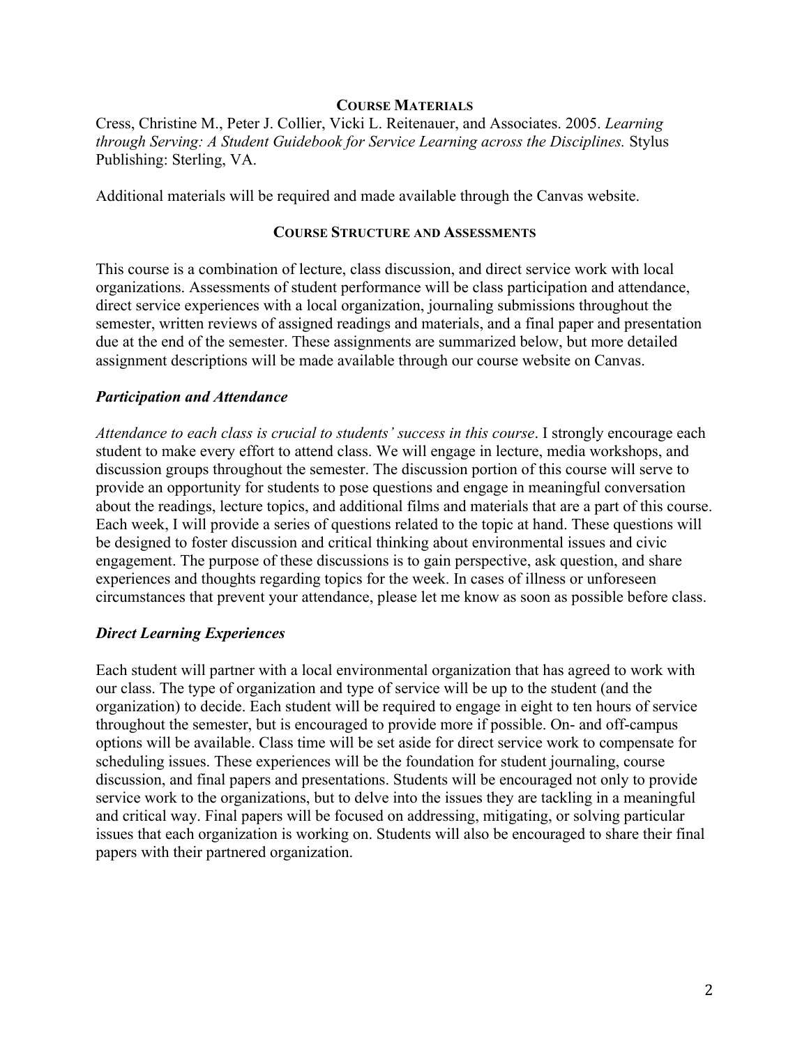## Course Materials

Cress, Christine M., Peter J. Collier, Vicki L. Reitenauer, and Associates. 2005. *Learning through Serving: A Student Guidebook for Service Learning across the Disciplines.* Stylus Publishing: Sterling, VA.

Additional materials will be required and made available through the Canvas website.

## Course Structure and Assessments

This course is a combination of lecture, class discussion, and direct service work with local organizations. Assessments of student performance will be class participation and attendance, direct service experiences with a local organization, journaling submissions throughout the semester, written reviews of assigned readings and materials, and a final paper and presentation due at the end of the semester. These assignments are summarized below, but more detailed assignment descriptions will be made available through our course website on Canvas.

### *Participation and Attendance*

*Attendance to each class is crucial to students' success in this course*. I strongly encourage each student to make every effort to attend class. We will engage in lecture, media workshops, and discussion groups throughout the semester. The discussion portion of this course will serve to provide an opportunity for students to pose questions and engage in meaningful conversation about the readings, lecture topics, and additional films and materials that are a part of this course. Each week, I will provide a series of questions related to the topic at hand. These questions will be designed to foster discussion and critical thinking about environmental issues and civic engagement. The purpose of these discussions is to gain perspective, ask question, and share experiences and thoughts regarding topics for the week. In cases of illness or unforeseen circumstances that prevent your attendance, please let me know as soon as possible before class.

### *Direct Learning Experiences*

Each student will partner with a local environmental organization that has agreed to work with our class. The type of organization and type of service will be up to the student (and the organization) to decide. Each student will be required to engage in eight to ten hours of service throughout the semester, but is encouraged to provide more if possible. On- and off-campus options will be available. Class time will be set aside for direct service work to compensate for scheduling issues. These experiences will be the foundation for student journaling, course discussion, and final papers and presentations. Students will be encouraged not only to provide service work to the organizations, but to delve into the issues they are tackling in a meaningful and critical way. Final papers will be focused on addressing, mitigating, or solving particular issues that each organization is working on. Students will also be encouraged to share their final papers with their partnered organization.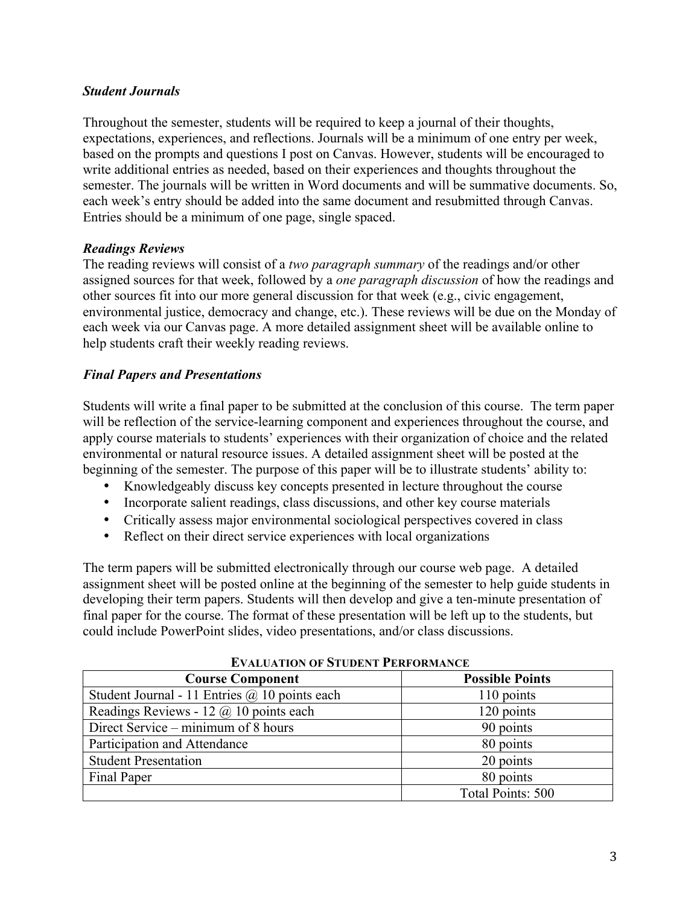### *Student Journals*

Throughout the semester, students will be required to keep a journal of their thoughts, expectations, experiences, and reflections. Journals will be a minimum of one entry per week, based on the prompts and questions I post on Canvas. However, students will be encouraged to write additional entries as needed, based on their experiences and thoughts throughout the semester. The journals will be written in Word documents and will be summative documents. So, each week's entry should be added into the same document and resubmitted through Canvas. Entries should be a minimum of one page, single spaced.

### *Readings Reviews*

The reading reviews will consist of a *two paragraph summary* of the readings and/or other assigned sources for that week, followed by a *one paragraph discussion* of how the readings and other sources fit into our more general discussion for that week (e.g., civic engagement, environmental justice, democracy and change, etc.). These reviews will be due on the Monday of each week via our Canvas page. A more detailed assignment sheet will be available online to help students craft their weekly reading reviews.

### *Final Papers and Presentations*

Students will write a final paper to be submitted at the conclusion of this course. The term paper will be reflection of the service-learning component and experiences throughout the course, and apply course materials to students' experiences with their organization of choice and the related environmental or natural resource issues. A detailed assignment sheet will be posted at the beginning of the semester. The purpose of this paper will be to illustrate students' ability to:

- Knowledgeably discuss key concepts presented in lecture throughout the course
- Incorporate salient readings, class discussions, and other key course materials
- Critically assess major environmental sociological perspectives covered in class
- Reflect on their direct service experiences with local organizations

The term papers will be submitted electronically through our course web page. A detailed assignment sheet will be posted online at the beginning of the semester to help guide students in developing their term papers. Students will then develop and give a ten-minute presentation of final paper for the course. The format of these presentation will be left up to the students, but could include PowerPoint slides, video presentations, and/or class discussions.

**EVALUATION OF STUDENT PERFORMANCE**

| Course Component | Possible Points |
|---|---|
| Student Journal - 11 Entries @ 10 points each | 110 points |
| Readings Reviews - 12 @ 10 points each | 120 points |
| Direct Service – minimum of 8 hours | 90 points |
| Participation and Attendance | 80 points |
| Student Presentation | 20 points |
| Final Paper | 80 points |
| | Total Points: 500 |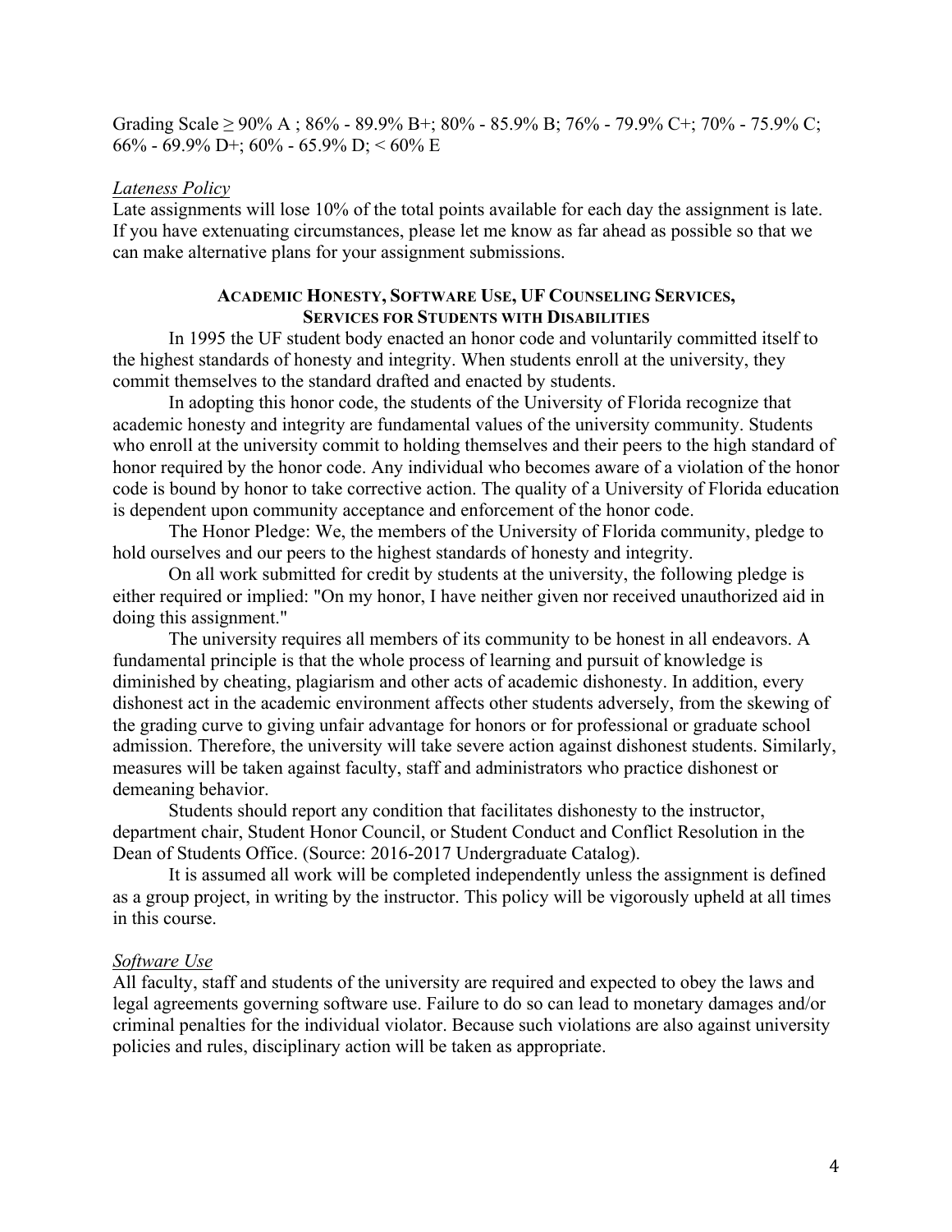Grading Scale ≥ 90% A ; 86% - 89.9% B+; 80% - 85.9% B; 76% - 79.9% C+; 70% - 75.9% C; 66% - 69.9% D+; 60% - 65.9% D; < 60% E

*Lateness Policy*

Late assignments will lose 10% of the total points available for each day the assignment is late. If you have extenuating circumstances, please let me know as far ahead as possible so that we can make alternative plans for your assignment submissions.

## ACADEMIC HONESTY, SOFTWARE USE, UF COUNSELING SERVICES, SERVICES FOR STUDENTS WITH DISABILITIES

In 1995 the UF student body enacted an honor code and voluntarily committed itself to the highest standards of honesty and integrity. When students enroll at the university, they commit themselves to the standard drafted and enacted by students.

In adopting this honor code, the students of the University of Florida recognize that academic honesty and integrity are fundamental values of the university community. Students who enroll at the university commit to holding themselves and their peers to the high standard of honor required by the honor code. Any individual who becomes aware of a violation of the honor code is bound by honor to take corrective action. The quality of a University of Florida education is dependent upon community acceptance and enforcement of the honor code.

The Honor Pledge: We, the members of the University of Florida community, pledge to hold ourselves and our peers to the highest standards of honesty and integrity.

On all work submitted for credit by students at the university, the following pledge is either required or implied: "On my honor, I have neither given nor received unauthorized aid in doing this assignment."

The university requires all members of its community to be honest in all endeavors. A fundamental principle is that the whole process of learning and pursuit of knowledge is diminished by cheating, plagiarism and other acts of academic dishonesty. In addition, every dishonest act in the academic environment affects other students adversely, from the skewing of the grading curve to giving unfair advantage for honors or for professional or graduate school admission. Therefore, the university will take severe action against dishonest students. Similarly, measures will be taken against faculty, staff and administrators who practice dishonest or demeaning behavior.

Students should report any condition that facilitates dishonesty to the instructor, department chair, Student Honor Council, or Student Conduct and Conflict Resolution in the Dean of Students Office. (Source: 2016-2017 Undergraduate Catalog).

It is assumed all work will be completed independently unless the assignment is defined as a group project, in writing by the instructor. This policy will be vigorously upheld at all times in this course.

*Software Use*

All faculty, staff and students of the university are required and expected to obey the laws and legal agreements governing software use. Failure to do so can lead to monetary damages and/or criminal penalties for the individual violator. Because such violations are also against university policies and rules, disciplinary action will be taken as appropriate.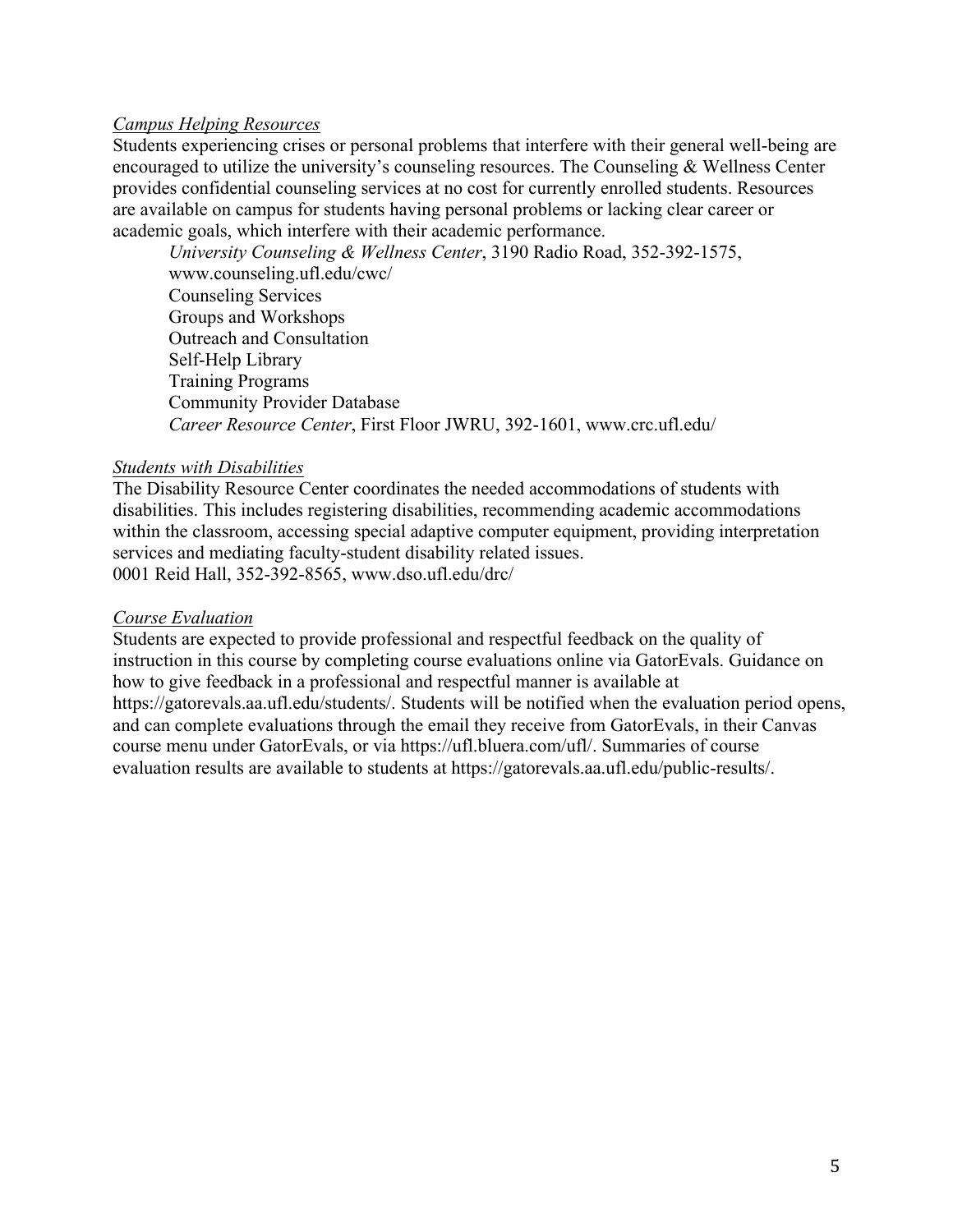*Campus Helping Resources*

Students experiencing crises or personal problems that interfere with their general well-being are encouraged to utilize the university's counseling resources. The Counseling & Wellness Center provides confidential counseling services at no cost for currently enrolled students. Resources are available on campus for students having personal problems or lacking clear career or academic goals, which interfere with their academic performance.

*University Counseling & Wellness Center*, 3190 Radio Road, 352-392-1575, www.counseling.ufl.edu/cwc/
Counseling Services
Groups and Workshops
Outreach and Consultation
Self-Help Library
Training Programs
Community Provider Database
*Career Resource Center*, First Floor JWRU, 392-1601, www.crc.ufl.edu/

*Students with Disabilities*

The Disability Resource Center coordinates the needed accommodations of students with disabilities. This includes registering disabilities, recommending academic accommodations within the classroom, accessing special adaptive computer equipment, providing interpretation services and mediating faculty-student disability related issues.
0001 Reid Hall, 352-392-8565, www.dso.ufl.edu/drc/

*Course Evaluation*

Students are expected to provide professional and respectful feedback on the quality of instruction in this course by completing course evaluations online via GatorEvals. Guidance on how to give feedback in a professional and respectful manner is available at https://gatorevals.aa.ufl.edu/students/. Students will be notified when the evaluation period opens, and can complete evaluations through the email they receive from GatorEvals, in their Canvas course menu under GatorEvals, or via https://ufl.bluera.com/ufl/. Summaries of course evaluation results are available to students at https://gatorevals.aa.ufl.edu/public-results/.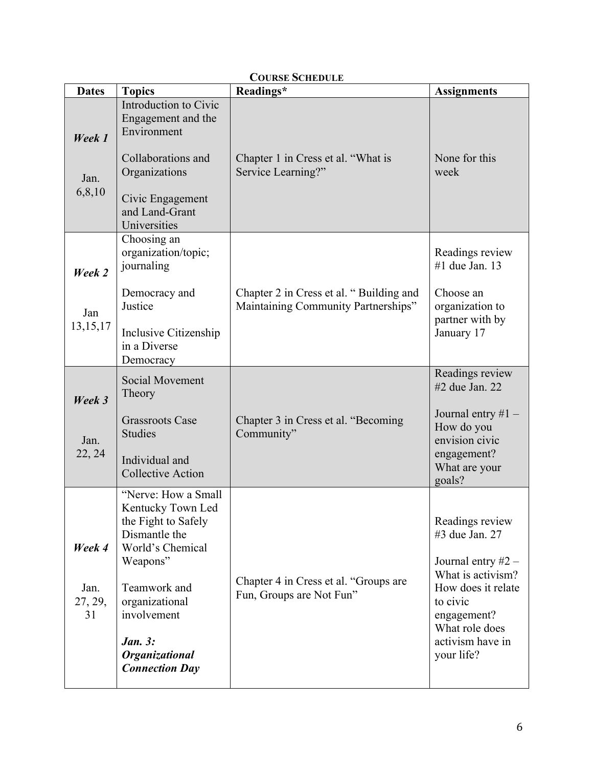**COURSE SCHEDULE**

| Dates | Topics | Readings* | Assignments |
|---|---|---|---|
| ***Week 1*** Jan. 6,8,10 | Introduction to Civic Engagement and the Environment<br><br>Collaborations and Organizations<br><br>Civic Engagement and Land-Grant Universities | Chapter 1 in Cress et al. "What is Service Learning?" | None for this week |
| ***Week 2*** Jan 13,15,17 | Choosing an organization/topic; journaling<br><br>Democracy and Justice<br><br>Inclusive Citizenship in a Diverse Democracy | Chapter 2 in Cress et al. " Building and Maintaining Community Partnerships" | Readings review #1 due Jan. 13<br><br>Choose an organization to partner with by January 17 |
| ***Week 3*** Jan. 22, 24 | Social Movement Theory<br><br>Grassroots Case Studies<br><br>Individual and Collective Action | Chapter 3 in Cress et al. "Becoming Community" | Readings review #2 due Jan. 22<br><br>Journal entry #1 – How do you envision civic engagement? What are your goals? |
| ***Week 4*** Jan. 27, 29, 31 | "Nerve: How a Small Kentucky Town Led the Fight to Safely Dismantle the World's Chemical Weapons"<br><br>Teamwork and organizational involvement<br><br>***Jan. 3: Organizational Connection Day*** | Chapter 4 in Cress et al. "Groups are Fun, Groups are Not Fun" | Readings review #3 due Jan. 27<br><br>Journal entry #2 – What is activism? How does it relate to civic engagement? What role does activism have in your life? |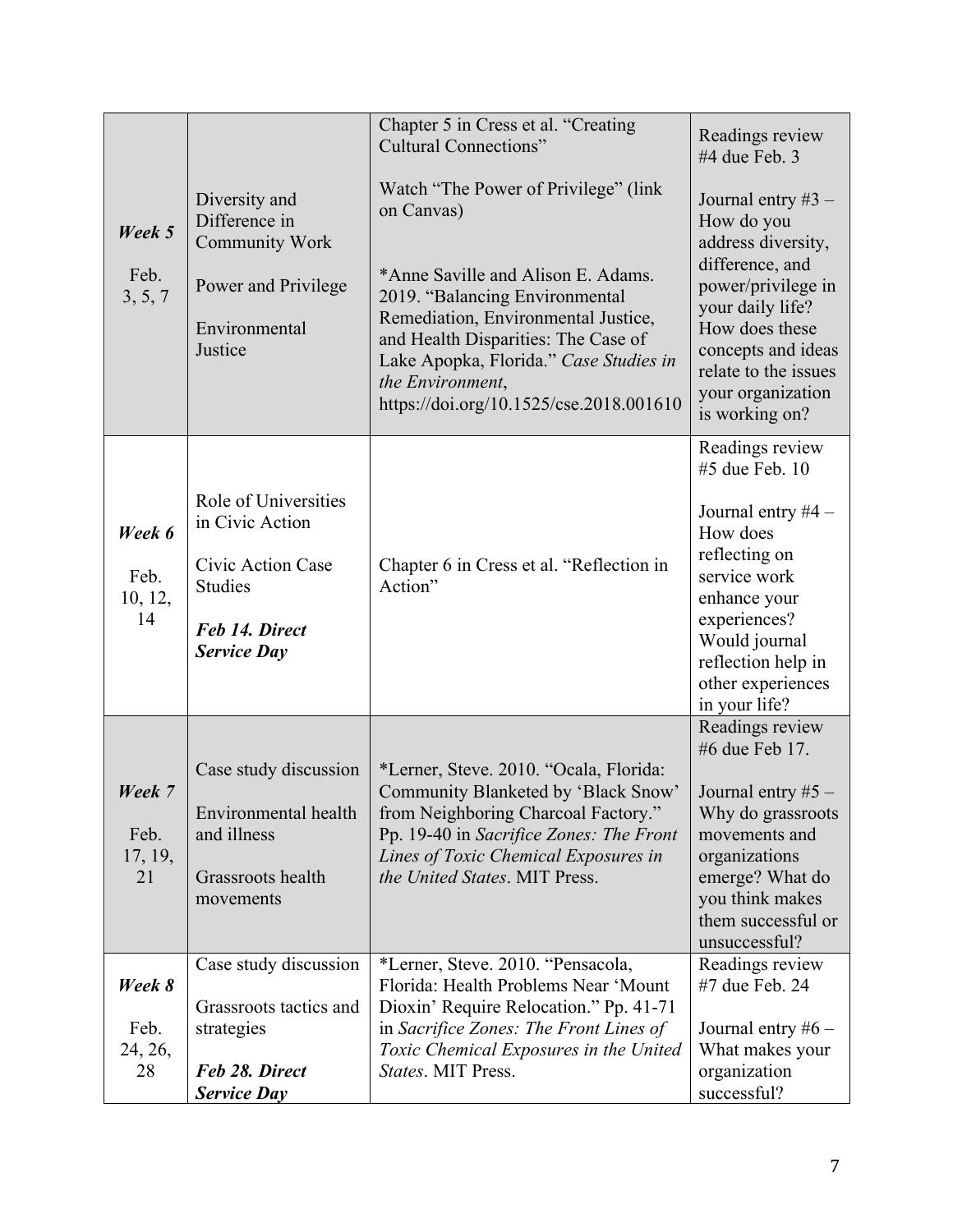| | | | |
|---|---|---|---|
| ***Week 5*** <br><br> Feb. 3, 5, 7 | Diversity and Difference in Community Work <br><br> Power and Privilege <br><br> Environmental Justice | Chapter 5 in Cress et al. "Creating Cultural Connections" <br><br> Watch "The Power of Privilege" (link on Canvas) <br><br> *Anne Saville and Alison E. Adams. 2019. "Balancing Environmental Remediation, Environmental Justice, and Health Disparities: The Case of Lake Apopka, Florida." *Case Studies in the Environment*, https://doi.org/10.1525/cse.2018.001610 | Readings review #4 due Feb. 3 <br><br> Journal entry #3 – How do you address diversity, difference, and power/privilege in your daily life? How does these concepts and ideas relate to the issues your organization is working on? |
| ***Week 6*** <br><br> Feb. 10, 12, 14 | Role of Universities in Civic Action <br><br> Civic Action Case Studies <br><br> ***Feb 14. Direct Service Day*** | Chapter 6 in Cress et al. "Reflection in Action" | Readings review #5 due Feb. 10 <br><br> Journal entry #4 – How does reflecting on service work enhance your experiences? Would journal reflection help in other experiences in your life? |
| ***Week 7*** <br><br> Feb. 17, 19, 21 | Case study discussion <br><br> Environmental health and illness <br><br> Grassroots health movements | *Lerner, Steve. 2010. "Ocala, Florida: Community Blanketed by 'Black Snow' from Neighboring Charcoal Factory." Pp. 19-40 in *Sacrifice Zones: The Front Lines of Toxic Chemical Exposures in the United States*. MIT Press. | Readings review #6 due Feb 17. <br><br> Journal entry #5 – Why do grassroots movements and organizations emerge? What do you think makes them successful or unsuccessful? |
| ***Week 8*** <br><br> Feb. 24, 26, 28 | Case study discussion <br><br> Grassroots tactics and strategies <br><br> ***Feb 28. Direct Service Day*** | *Lerner, Steve. 2010. "Pensacola, Florida: Health Problems Near 'Mount Dioxin' Require Relocation." Pp. 41-71 in *Sacrifice Zones: The Front Lines of Toxic Chemical Exposures in the United States*. MIT Press. | Readings review #7 due Feb. 24 <br><br> Journal entry #6 – What makes your organization successful? |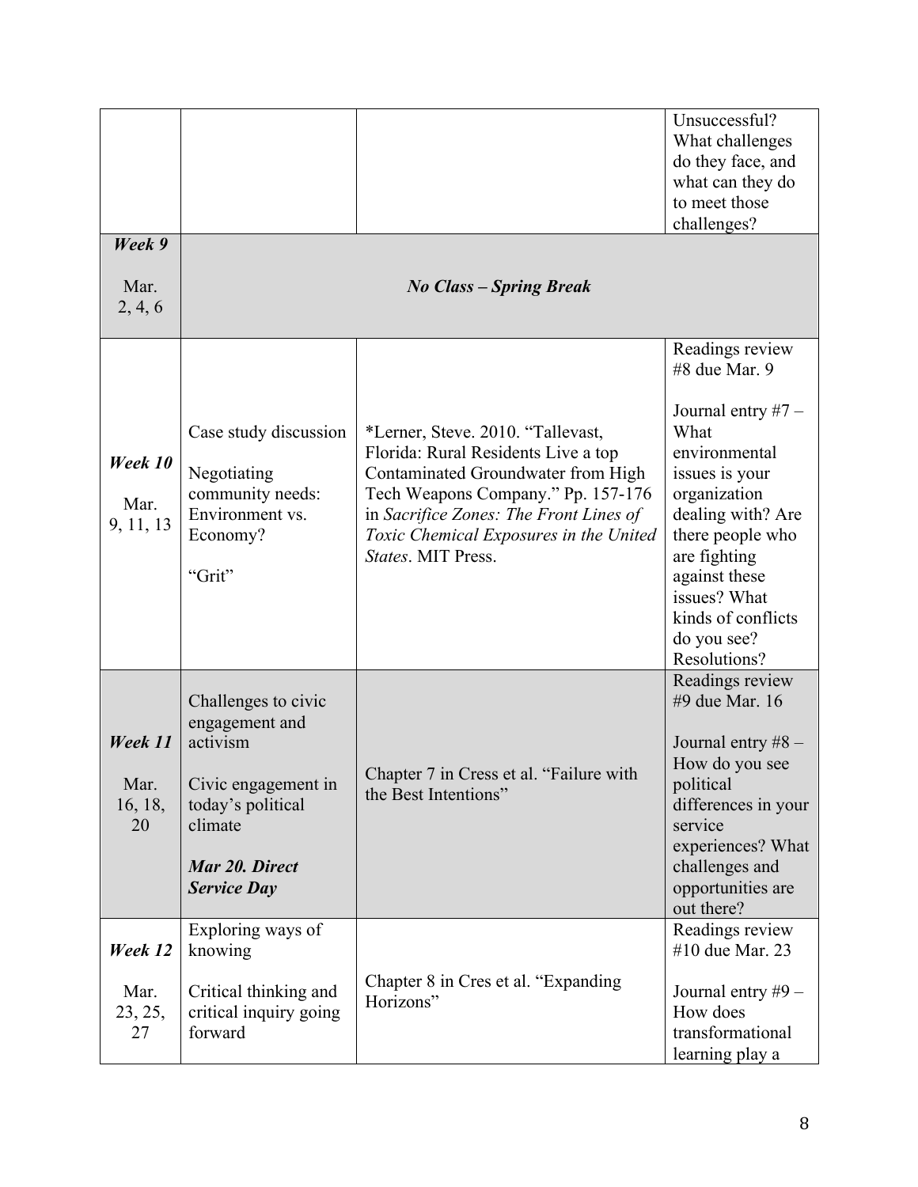| | | | Unsuccessful? What challenges do they face, and what can they do to meet those challenges? |
|---|---|---|---|
| ***Week 9*** Mar. 2, 4, 6 | ***No Class – Spring Break*** | | |
| ***Week 10*** Mar. 9, 11, 13 | Case study discussion<br><br>Negotiating community needs: Environment vs. Economy?<br><br>"Grit" | *Lerner, Steve. 2010. "Tallevast, Florida: Rural Residents Live a top Contaminated Groundwater from High Tech Weapons Company." Pp. 157-176 in *Sacrifice Zones: The Front Lines of Toxic Chemical Exposures in the United States*. MIT Press. | Readings review #8 due Mar. 9<br><br>Journal entry #7 – What environmental issues is your organization dealing with? Are there people who are fighting against these issues? What kinds of conflicts do you see? Resolutions? |
| ***Week 11*** Mar. 16, 18, 20 | Challenges to civic engagement and activism<br><br>Civic engagement in today's political climate<br><br>***Mar 20. Direct Service Day*** | Chapter 7 in Cress et al. "Failure with the Best Intentions" | Readings review #9 due Mar. 16<br><br>Journal entry #8 – How do you see political differences in your service experiences? What challenges and opportunities are out there? |
| ***Week 12*** Mar. 23, 25, 27 | Exploring ways of knowing<br><br>Critical thinking and critical inquiry going forward | Chapter 8 in Cres et al. "Expanding Horizons" | Readings review #10 due Mar. 23<br><br>Journal entry #9 – How does transformational learning play a |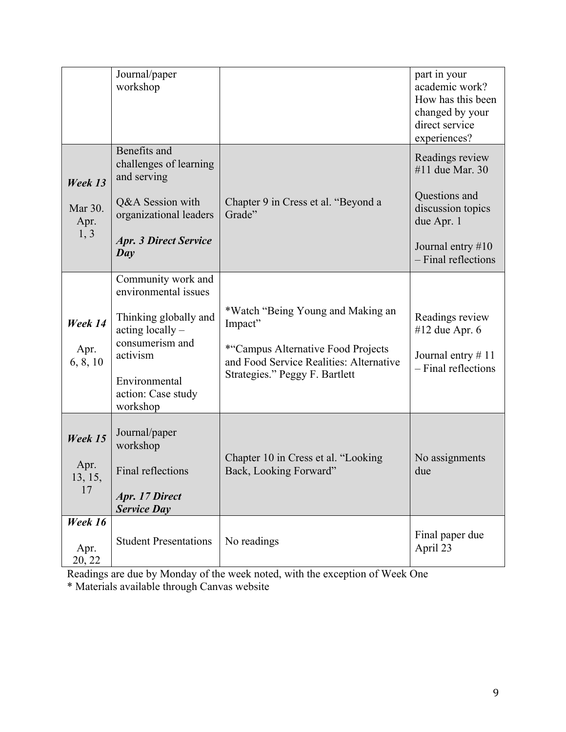| | | | |
|---|---|---|---|
| | Journal/paper workshop | | part in your academic work? How has this been changed by your direct service experiences? |
| ***Week 13*** Mar 30. Apr. 1, 3 | Benefits and challenges of learning and serving<br><br>Q&A Session with organizational leaders<br><br>***Apr. 3 Direct Service Day*** | Chapter 9 in Cress et al. "Beyond a Grade" | Readings review #11 due Mar. 30<br><br>Questions and discussion topics due Apr. 1<br><br>Journal entry #10 – Final reflections |
| ***Week 14*** Apr. 6, 8, 10 | Community work and environmental issues<br><br>Thinking globally and acting locally – consumerism and activism<br><br>Environmental action: Case study workshop | *Watch "Being Young and Making an Impact"<br><br>*"Campus Alternative Food Projects and Food Service Realities: Alternative Strategies." Peggy F. Bartlett | Readings review #12 due Apr. 6<br><br>Journal entry # 11 – Final reflections |
| ***Week 15*** Apr. 13, 15, 17 | Journal/paper workshop<br><br>Final reflections<br><br>***Apr. 17 Direct Service Day*** | Chapter 10 in Cress et al. "Looking Back, Looking Forward" | No assignments due |
| ***Week 16*** Apr. 20, 22 | Student Presentations | No readings | Final paper due April 23 |

Readings are due by Monday of the week noted, with the exception of Week One
* Materials available through Canvas website